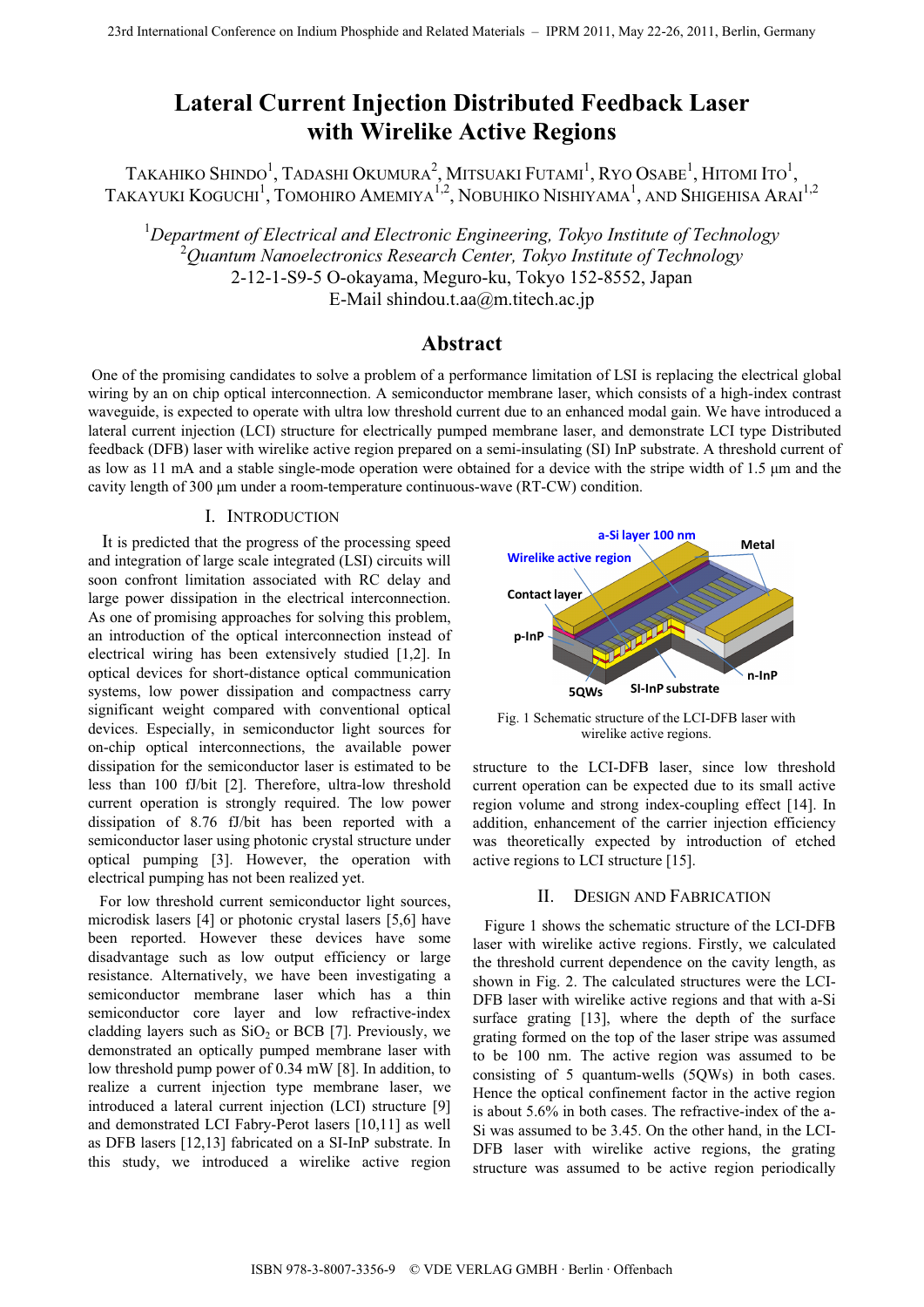# Lateral Current Injection Distributed Feedback Laser with Wirelike Active Regions

TAKAHIKO SHINDO[1], TADASHI OKUMURA[2], MITSUAKI FUTAMI[1], RYO OSABE[1], HITOMI ITO[1], TAKAYUKI KOGUCHI[1], TOMOHIRO AMEMIYA[1,2], NOBUHIKO NISHIYAMA[1], AND SHIGEHISA ARAI[1,2]

[1]*Department of Electrical and Electronic Engineering, Tokyo Institute of Technology*
[2]*Quantum Nanoelectronics Research Center, Tokyo Institute of Technology*
2-12-1-S9-5 O-okayama, Meguro-ku, Tokyo 152-8552, Japan
E-Mail shindou.t.aa@m.titech.ac.jp

## Abstract

One of the promising candidates to solve a problem of a performance limitation of LSI is replacing the electrical global wiring by an on chip optical interconnection. A semiconductor membrane laser, which consists of a high-index contrast waveguide, is expected to operate with ultra low threshold current due to an enhanced modal gain. We have introduced a lateral current injection (LCI) structure for electrically pumped membrane laser, and demonstrate LCI type Distributed feedback (DFB) laser with wirelike active region prepared on a semi-insulating (SI) InP substrate. A threshold current of as low as 11 mA and a stable single-mode operation were obtained for a device with the stripe width of 1.5 µm and the cavity length of 300 µm under a room-temperature continuous-wave (RT-CW) condition.

## I. INTRODUCTION

It is predicted that the progress of the processing speed and integration of large scale integrated (LSI) circuits will soon confront limitation associated with RC delay and large power dissipation in the electrical interconnection. As one of promising approaches for solving this problem, an introduction of the optical interconnection instead of electrical wiring has been extensively studied [1,2]. In optical devices for short-distance optical communication systems, low power dissipation and compactness carry significant weight compared with conventional optical devices. Especially, in semiconductor light sources for on-chip optical interconnections, the available power dissipation for the semiconductor laser is estimated to be less than 100 fJ/bit [2]. Therefore, ultra-low threshold current operation is strongly required. The low power dissipation of 8.76 fJ/bit has been reported with a semiconductor laser using photonic crystal structure under optical pumping [3]. However, the operation with electrical pumping has not been realized yet.

For low threshold current semiconductor light sources, microdisk lasers [4] or photonic crystal lasers [5,6] have been reported. However these devices have some disadvantage such as low output efficiency or large resistance. Alternatively, we have been investigating a semiconductor membrane laser which has a thin semiconductor core layer and low refractive-index cladding layers such as $SiO_2$ or BCB [7]. Previously, we demonstrated an optically pumped membrane laser with low threshold pump power of 0.34 mW [8]. In addition, to realize a current injection type membrane laser, we introduced a lateral current injection (LCI) structure [9] and demonstrated LCI Fabry-Perot lasers [10,11] as well as DFB lasers [12,13] fabricated on a SI-InP substrate. In this study, we introduced a wirelike active region structure to the LCI-DFB laser, since low threshold current operation can be expected due to its small active region volume and strong index-coupling effect [14]. In addition, enhancement of the carrier injection efficiency was theoretically expected by introduction of etched active regions to LCI structure [15].

Fig. 1 Schematic structure of the LCI-DFB laser with wirelike active regions.

## II. DESIGN AND FABRICATION

Figure 1 shows the schematic structure of the LCI-DFB laser with wirelike active regions. Firstly, we calculated the threshold current dependence on the cavity length, as shown in Fig. 2. The calculated structures were the LCI-DFB laser with wirelike active regions and that with a-Si surface grating [13], where the depth of the surface grating formed on the top of the laser stripe was assumed to be 100 nm. The active region was assumed to be consisting of 5 quantum-wells (5QWs) in both cases. Hence the optical confinement factor in the active region is about 5.6% in both cases. The refractive-index of the a-Si was assumed to be 3.45. On the other hand, in the LCI-DFB laser with wirelike active regions, the grating structure was assumed to be active region periodically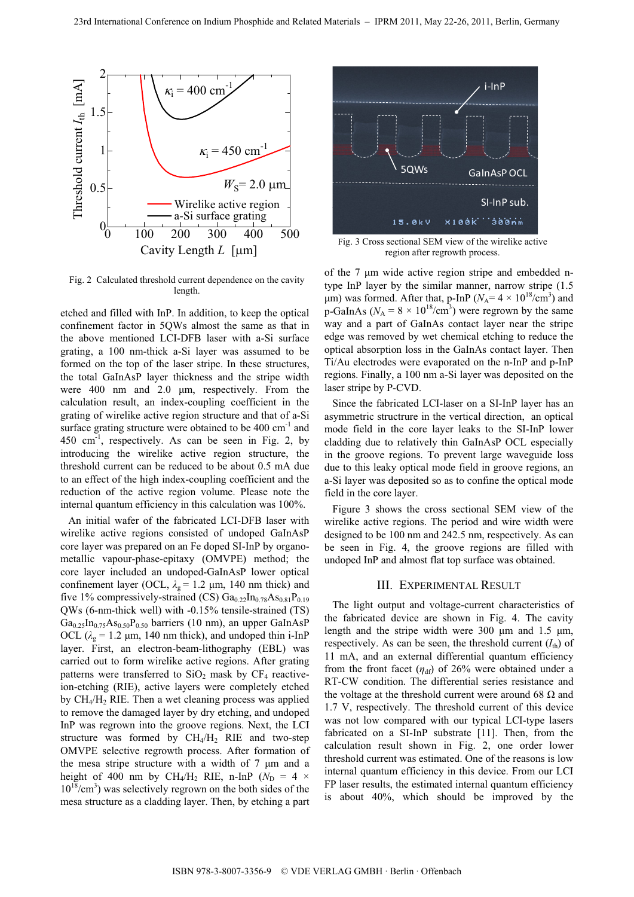Fig. 2 Calculated threshold current dependence on the cavity length.

etched and filled with InP. In addition, to keep the optical confinement factor in 5QWs almost the same as that in the above mentioned LCI-DFB laser with a-Si surface grating, a 100 nm-thick a-Si layer was assumed to be formed on the top of the laser stripe. In these structures, the total GaInAsP layer thickness and the stripe width were 400 nm and 2.0 μm, respectively. From the calculation result, an index-coupling coefficient in the grating of wirelike active region structure and that of a-Si surface grating structure were obtained to be 400 $cm^{-1}$ and 450 $cm^{-1}$, respectively. As can be seen in Fig. 2, by introducing the wirelike active region structure, the threshold current can be reduced to be about 0.5 mA due to an effect of the high index-coupling coefficient and the reduction of the active region volume. Please note the internal quantum efficiency in this calculation was 100%.

An initial wafer of the fabricated LCI-DFB laser with wirelike active regions consisted of undoped GaInAsP core layer was prepared on an Fe doped SI-InP by organo-metallic vapour-phase-epitaxy (OMVPE) method; the core layer included an undoped-GaInAsP lower optical confinement layer (OCL, $\lambda_g$ = 1.2 μm, 140 nm thick) and five 1% compressively-strained (CS) $Ga_{0.22}In_{0.78}As_{0.81}P_{0.19}$ QWs (6-nm-thick well) with -0.15% tensile-strained (TS) $Ga_{0.25}In_{0.75}As_{0.50}P_{0.50}$ barriers (10 nm), an upper GaInAsP OCL ($\lambda_g$ = 1.2 μm, 140 nm thick), and undoped thin i-InP layer. First, an electron-beam-lithography (EBL) was carried out to form wirelike active regions. After grating patterns were transferred to $SiO_2$ mask by $CF_4$ reactive-ion-etching (RIE), active layers were completely etched by $CH_4/H_2$ RIE. Then a wet cleaning process was applied to remove the damaged layer by dry etching, and undoped InP was regrown into the groove regions. Next, the LCI structure was formed by $CH_4/H_2$ RIE and two-step OMVPE selective regrowth process. After formation of the mesa stripe structure with a width of 7 μm and a height of 400 nm by $CH_4/H_2$ RIE, n-InP ($N_D$ = 4 × $10^{18}$/$cm^3$) was selectively regrown on the both sides of the mesa structure as a cladding layer. Then, by etching a part of the 7 μm wide active region stripe and embedded n-type InP layer by the similar manner, narrow stripe (1.5 μm) was formed. After that, p-InP ($N_A$= 4 × $10^{18}$/$cm^3$) and p-GaInAs ($N_A$ = 8 × $10^{18}$/$cm^3$) were regrown by the same way and a part of GaInAs contact layer near the stripe edge was removed by wet chemical etching to reduce the optical absorption loss in the GaInAs contact layer. Then Ti/Au electrodes were evaporated on the n-InP and p-InP regions. Finally, a 100 nm a-Si layer was deposited on the laser stripe by P-CVD.

Since the fabricated LCI-laser on a SI-InP layer has an asymmetric structure in the vertical direction, an optical mode field in the core layer leaks to the SI-InP lower cladding due to relatively thin GaInAsP OCL especially in the groove regions. To prevent large waveguide loss due to this leaky optical mode field in groove regions, an a-Si layer was deposited so as to confine the optical mode field in the core layer.

Figure 3 shows the cross sectional SEM view of the wirelike active regions. The period and wire width were designed to be 100 nm and 242.5 nm, respectively. As can be seen in Fig. 4, the groove regions are filled with undoped InP and almost flat top surface was obtained.

Fig. 3 Cross sectional SEM view of the wirelike active region after regrowth process.

## III. Experimental Result

The light output and voltage-current characteristics of the fabricated device are shown in Fig. 4. The cavity length and the stripe width were 300 μm and 1.5 μm, respectively. As can be seen, the threshold current ($I_{th}$) of 11 mA, and an external differential quantum efficiency from the front facet ($\eta_{df}$) of 26% were obtained under a RT-CW condition. The differential series resistance and the voltage at the threshold current were around 68 Ω and 1.7 V, respectively. The threshold current of this device was not low compared with our typical LCI-type lasers fabricated on a SI-InP substrate [11]. Then, from the calculation result shown in Fig. 2, one order lower threshold current was estimated. One of the reasons is low internal quantum efficiency in this device. From our LCI FP laser results, the estimated internal quantum efficiency is about 40%, which should be improved by the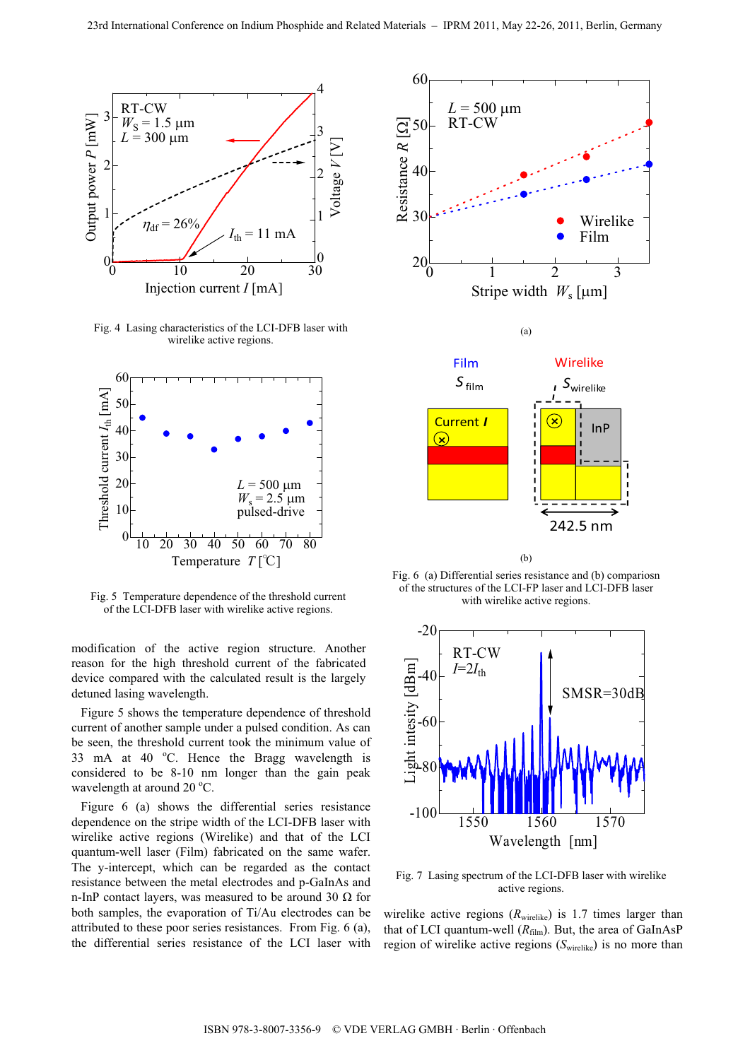Fig. 4 Lasing characteristics of the LCI-DFB laser with wirelike active regions.

Fig. 5 Temperature dependence of the threshold current of the LCI-DFB laser with wirelike active regions.

(a)

(b)

Fig. 6 (a) Differential series resistance and (b) compariosn of the structures of the LCI-FP laser and LCI-DFB laser with wirelike active regions.

Fig. 7 Lasing spectrum of the LCI-DFB laser with wirelike active regions.

modification of the active region structure. Another reason for the high threshold current of the fabricated device compared with the calculated result is the largely detuned lasing wavelength.

Figure 5 shows the temperature dependence of threshold current of another sample under a pulsed condition. As can be seen, the threshold current took the minimum value of 33 mA at 40 °C. Hence the Bragg wavelength is considered to be 8-10 nm longer than the gain peak wavelength at around 20 °C.

Figure 6 (a) shows the differential series resistance dependence on the stripe width of the LCI-DFB laser with wirelike active regions (Wirelike) and that of the LCI quantum-well laser (Film) fabricated on the same wafer. The y-intercept, which can be regarded as the contact resistance between the metal electrodes and p-GaInAs and n-InP contact layers, was measured to be around 30 Ω for both samples, the evaporation of Ti/Au electrodes can be attributed to these poor series resistances. From Fig. 6 (a), the differential series resistance of the LCI laser with wirelike active regions ($R_{wirelike}$) is 1.7 times larger than that of LCI quantum-well ($R_{film}$). But, the area of GaInAsP region of wirelike active regions ($S_{wirelike}$) is no more than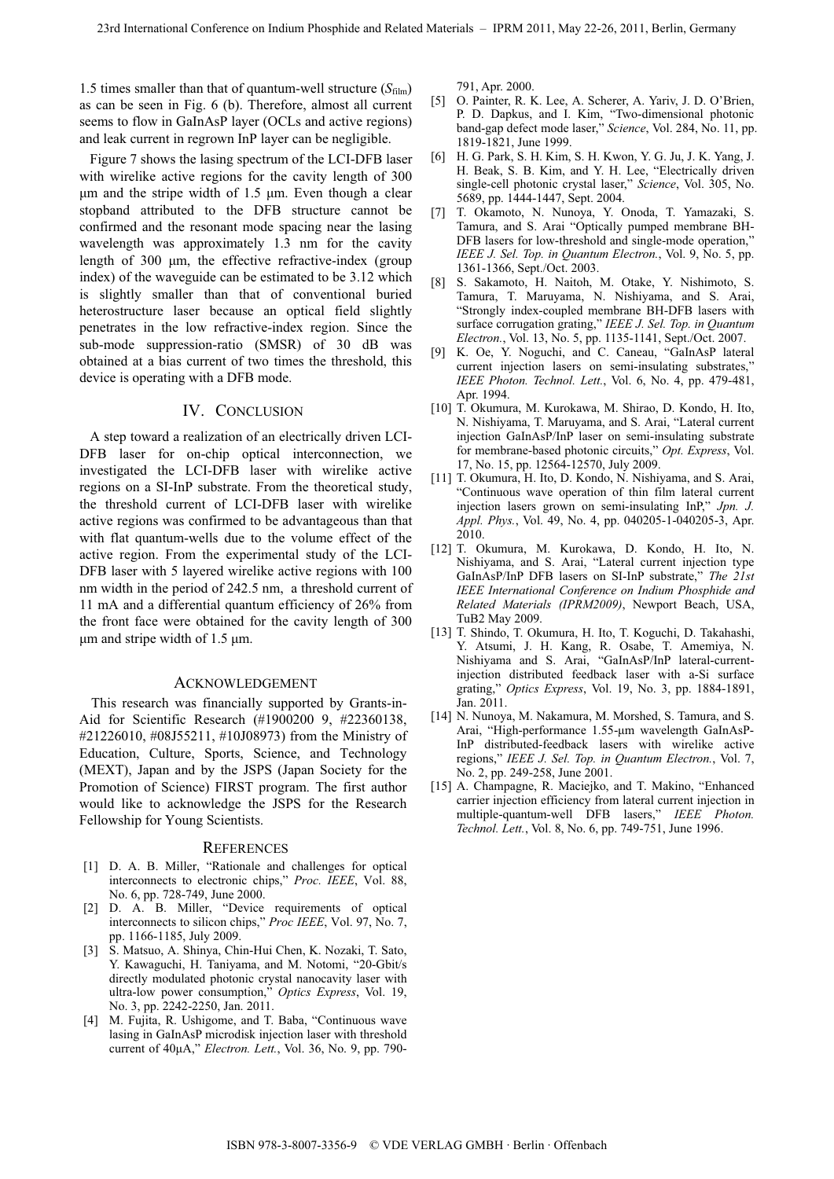1.5 times smaller than that of quantum-well structure ($S_{\text{film}}$) as can be seen in Fig. 6 (b). Therefore, almost all current seems to flow in GaInAsP layer (OCLs and active regions) and leak current in regrown InP layer can be negligible.

Figure 7 shows the lasing spectrum of the LCI-DFB laser with wirelike active regions for the cavity length of 300 μm and the stripe width of 1.5 μm. Even though a clear stopband attributed to the DFB structure cannot be confirmed and the resonant mode spacing near the lasing wavelength was approximately 1.3 nm for the cavity length of 300 μm, the effective refractive-index (group index) of the waveguide can be estimated to be 3.12 which is slightly smaller than that of conventional buried heterostructure laser because an optical field slightly penetrates in the low refractive-index region. Since the sub-mode suppression-ratio (SMSR) of 30 dB was obtained at a bias current of two times the threshold, this device is operating with a DFB mode.

## IV. Conclusion

A step toward a realization of an electrically driven LCI-DFB laser for on-chip optical interconnection, we investigated the LCI-DFB laser with wirelike active regions on a SI-InP substrate. From the theoretical study, the threshold current of LCI-DFB laser with wirelike active regions was confirmed to be advantageous than that with flat quantum-wells due to the volume effect of the active region. From the experimental study of the LCI-DFB laser with 5 layered wirelike active regions with 100 nm width in the period of 242.5 nm, a threshold current of 11 mA and a differential quantum efficiency of 26% from the front face were obtained for the cavity length of 300 μm and stripe width of 1.5 μm.

## Acknowledgement

This research was financially supported by Grants-in-Aid for Scientific Research (#1900200 9, #22360138, #21226010, #08J55211, #10J08973) from the Ministry of Education, Culture, Sports, Science, and Technology (MEXT), Japan and by the JSPS (Japan Society for the Promotion of Science) FIRST program. The first author would like to acknowledge the JSPS for the Research Fellowship for Young Scientists.

## References

[1] D. A. B. Miller, "Rationale and challenges for optical interconnects to electronic chips," *Proc. IEEE*, Vol. 88, No. 6, pp. 728-749, June 2000.

[2] D. A. B. Miller, "Device requirements of optical interconnects to silicon chips," *Proc IEEE*, Vol. 97, No. 7, pp. 1166-1185, July 2009.

[3] S. Matsuo, A. Shinya, Chin-Hui Chen, K. Nozaki, T. Sato, Y. Kawaguchi, H. Taniyama, and M. Notomi, "20-Gbit/s directly modulated photonic crystal nanocavity laser with ultra-low power consumption," *Optics Express*, Vol. 19, No. 3, pp. 2242-2250, Jan. 2011.

[4] M. Fujita, R. Ushigome, and T. Baba, "Continuous wave lasing in GaInAsP microdisk injection laser with threshold current of 40μA," *Electron. Lett.*, Vol. 36, No. 9, pp. 790-791, Apr. 2000.

[5] O. Painter, R. K. Lee, A. Scherer, A. Yariv, J. D. O'Brien, P. D. Dapkus, and I. Kim, "Two-dimensional photonic band-gap defect mode laser," *Science*, Vol. 284, No. 11, pp. 1819-1821, June 1999.

[6] H. G. Park, S. H. Kim, S. H. Kwon, Y. G. Ju, J. K. Yang, J. H. Beak, S. B. Kim, and Y. H. Lee, "Electrically driven single-cell photonic crystal laser," *Science*, Vol. 305, No. 5689, pp. 1444-1447, Sept. 2004.

[7] T. Okamoto, N. Nunoya, Y. Onoda, T. Yamazaki, S. Tamura, and S. Arai "Optically pumped membrane BH-DFB lasers for low-threshold and single-mode operation," *IEEE J. Sel. Top. in Quantum Electron.*, Vol. 9, No. 5, pp. 1361-1366, Sept./Oct. 2003.

[8] S. Sakamoto, H. Naitoh, M. Otake, Y. Nishimoto, S. Tamura, T. Maruyama, N. Nishiyama, and S. Arai, "Strongly index-coupled membrane BH-DFB lasers with surface corrugation grating," *IEEE J. Sel. Top. in Quantum Electron.*, Vol. 13, No. 5, pp. 1135-1141, Sept./Oct. 2007.

[9] K. Oe, Y. Noguchi, and C. Caneau, "GaInAsP lateral current injection lasers on semi-insulating substrates," *IEEE Photon. Technol. Lett.*, Vol. 6, No. 4, pp. 479-481, Apr. 1994.

[10] T. Okumura, M. Kurokawa, M. Shirao, D. Kondo, H. Ito, N. Nishiyama, T. Maruyama, and S. Arai, "Lateral current injection GaInAsP/InP laser on semi-insulating substrate for membrane-based photonic circuits," *Opt. Express*, Vol. 17, No. 15, pp. 12564-12570, July 2009.

[11] T. Okumura, H. Ito, D. Kondo, N. Nishiyama, and S. Arai, "Continuous wave operation of thin film lateral current injection lasers grown on semi-insulating InP," *Jpn. J. Appl. Phys.*, Vol. 49, No. 4, pp. 040205-1-040205-3, Apr. 2010.

[12] T. Okumura, M. Kurokawa, D. Kondo, H. Ito, N. Nishiyama, and S. Arai, "Lateral current injection type GaInAsP/InP DFB lasers on SI-InP substrate," *The 21st IEEE International Conference on Indium Phosphide and Related Materials (IPRM2009)*, Newport Beach, USA, TuB2 May 2009.

[13] T. Shindo, T. Okumura, H. Ito, T. Koguchi, D. Takahashi, Y. Atsumi, J. H. Kang, R. Osabe, T. Amemiya, N. Nishiyama and S. Arai, "GaInAsP/InP lateral-current-injection distributed feedback laser with a-Si surface grating," *Optics Express*, Vol. 19, No. 3, pp. 1884-1891, Jan. 2011.

[14] N. Nunoya, M. Nakamura, M. Morshed, S. Tamura, and S. Arai, "High-performance 1.55-μm wavelength GaInAsP-InP distributed-feedback lasers with wirelike active regions," *IEEE J. Sel. Top. in Quantum Electron.*, Vol. 7, No. 2, pp. 249-258, June 2001.

[15] A. Champagne, R. Maciejko, and T. Makino, "Enhanced carrier injection efficiency from lateral current injection in multiple-quantum-well DFB lasers," *IEEE Photon. Technol. Lett.*, Vol. 8, No. 6, pp. 749-751, June 1996.